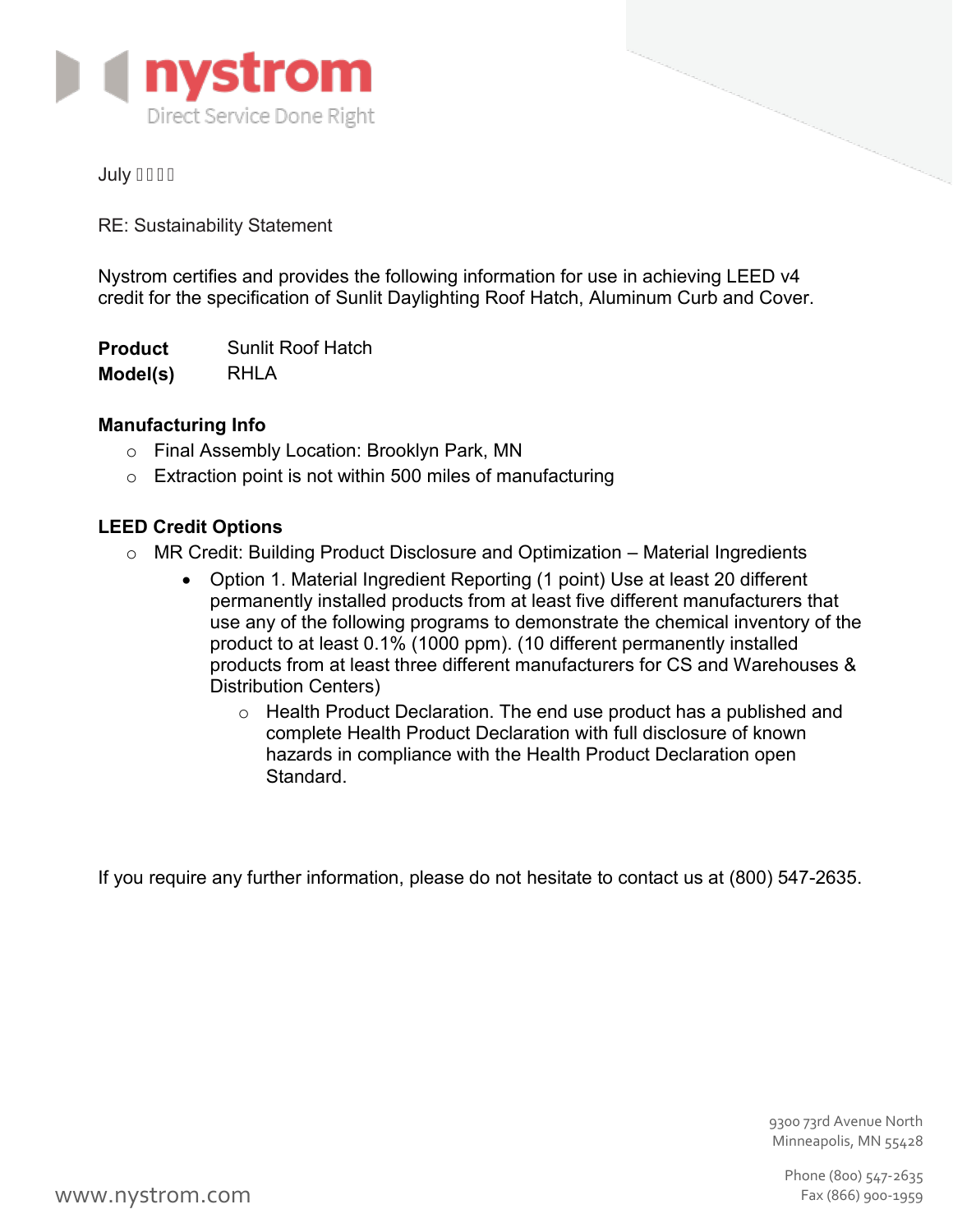July ����

RE: Sustainability Statement

Nystrom certifies and provides the following information for use in achieving LEED v4 credit for the specification of Sunlit Daylighting Roof Hatch, Aluminum Curb and Cover.

| | |
|---|---|
| **Product** | Sunlit Roof Hatch |
| **Model(s)** | RHLA |

**Manufacturing Info**

- Final Assembly Location: Brooklyn Park, MN
- Extraction point is not within 500 miles of manufacturing

**LEED Credit Options**

- MR Credit: Building Product Disclosure and Optimization – Material Ingredients
  - Option 1. Material Ingredient Reporting (1 point) Use at least 20 different permanently installed products from at least five different manufacturers that use any of the following programs to demonstrate the chemical inventory of the product to at least 0.1% (1000 ppm). (10 different permanently installed products from at least three different manufacturers for CS and Warehouses & Distribution Centers)
    - Health Product Declaration. The end use product has a published and complete Health Product Declaration with full disclosure of known hazards in compliance with the Health Product Declaration open Standard.

If you require any further information, please do not hesitate to contact us at (800) 547-2635.

9300 73rd Avenue North
Minneapolis, MN 55428

Phone (800) 547-2635
Fax (866) 900-1959

www.nystrom.com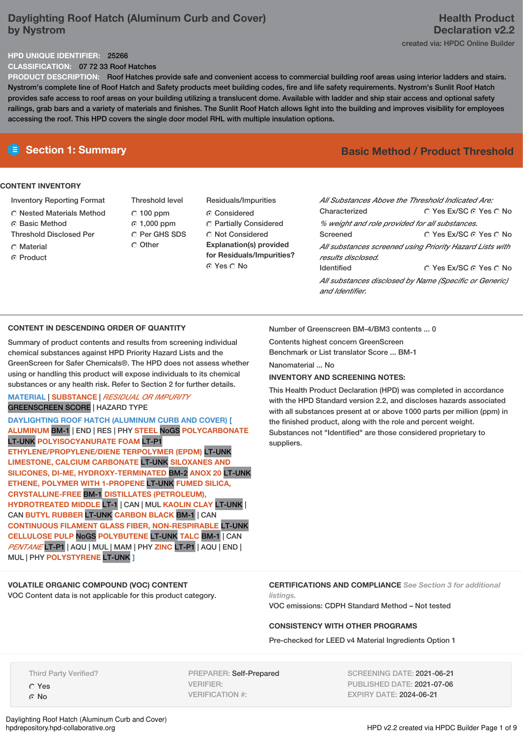# Daylighting Roof Hatch (Aluminum Curb and Cover) by Nystrom

# Health Product Declaration v2.2

created via: HPDC Online Builder

**HPD UNIQUE IDENTIFIER:** 25266

**CLASSIFICATION:** 07 72 33 Roof Hatches

**PRODUCT DESCRIPTION:** Roof Hatches provide safe and convenient access to commercial building roof areas using interior ladders and stairs. Nystrom's complete line of Roof Hatch and Safety products meet building codes, fire and life safety requirements. Nystrom's Sunlit Roof Hatch provides safe access to roof areas on your building utilizing a translucent dome. Available with ladder and ship stair access and optional safety railings, grab bars and a variety of materials and finishes. The Sunlit Roof Hatch allows light into the building and improves visibility for employees accessing the roof. This HPD covers the single door model RHL with multiple insulation options.

## Section 1: Summary

**Basic Method / Product Threshold**

### CONTENT INVENTORY

**Inventory Reporting Format**
- ○ Nested Materials Method
- ● Basic Method

**Threshold Disclosed Per**
- ○ Material
- ● Product

**Threshold level**
- ○ 100 ppm
- ● 1,000 ppm
- ○ Per GHS SDS
- ○ Other

**Residuals/Impurities**
- ● Considered
- ○ Partially Considered
- ○ Not Considered

**Explanation(s) provided for Residuals/Impurities?**
- ● Yes ○ No

*All Substances Above the Threshold Indicated Are:*

Characterized ○ Yes Ex/SC ● Yes ○ No

*% weight and role provided for all substances.*

Screened ○ Yes Ex/SC ● Yes ○ No

*All substances screened using Priority Hazard Lists with results disclosed.*

Identified ○ Yes Ex/SC ● Yes ○ No

*All substances disclosed by Name (Specific or Generic) and Identifier.*

### CONTENT IN DESCENDING ORDER OF QUANTITY

Summary of product contents and results from screening individual chemical substances against HPD Priority Hazard Lists and the GreenScreen for Safer Chemicals®. The HPD does not assess whether using or handling this product will expose individuals to its chemical substances or any health risk. Refer to Section 2 for further details.

MATERIAL | SUBSTANCE | *RESIDUAL OR IMPURITY*
GREENSCREEN SCORE | HAZARD TYPE

DAYLIGHTING ROOF HATCH (ALUMINUM CURB AND COVER) [ ALUMINUM BM-1 | END | RES | PHY STEEL NoGS POLYCARBONATE LT-UNK POLYISOCYANURATE FOAM LT-P1 ETHYLENE/PROPYLENE/DIENE TERPOLYMER (EPDM) LT-UNK LIMESTONE, CALCIUM CARBONATE LT-UNK SILOXANES AND SILICONES, DI-ME, HYDROXY-TERMINATED BM-2 ANOX 20 LT-UNK ETHENE, POLYMER WITH 1-PROPENE LT-UNK FUMED SILICA, CRYSTALLINE-FREE BM-1 DISTILLATES (PETROLEUM), HYDROTREATED MIDDLE LT-1 | CAN | MUL KAOLIN CLAY LT-UNK | CAN BUTYL RUBBER LT-UNK CARBON BLACK BM-1 | CAN CONTINUOUS FILAMENT GLASS FIBER, NON-RESPIRABLE LT-UNK CELLULOSE PULP NoGS POLYBUTENE LT-UNK TALC BM-1 | CAN *PENTANE* LT-P1 | AQU | MUL | MAM | PHY ZINC LT-P1 | AQU | END | MUL | PHY POLYSTYRENE LT-UNK ]

Number of Greenscreen BM-4/BM3 contents ... 0

Contents highest concern GreenScreen Benchmark or List translator Score ... BM-1

Nanomaterial ... No

**INVENTORY AND SCREENING NOTES:**

This Health Product Declaration (HPD) was completed in accordance with the HPD Standard version 2.2, and discloses hazards associated with all substances present at or above 1000 parts per million (ppm) in the finished product, along with the role and percent weight. Substances not "Identified" are those considered proprietary to suppliers.

### VOLATILE ORGANIC COMPOUND (VOC) CONTENT

VOC Content data is not applicable for this product category.

### CERTIFICATIONS AND COMPLIANCE *See Section 3 for additional listings.*

VOC emissions: CDPH Standard Method – Not tested

### CONSISTENCY WITH OTHER PROGRAMS

Pre-checked for LEED v4 Material Ingredients Option 1

Third Party Verified?
- ○ Yes
- ● No

PREPARER: Self-Prepared
VERIFIER:
VERIFICATION #:

SCREENING DATE: 2021-06-21
PUBLISHED DATE: 2021-07-06
EXPIRY DATE: 2024-06-21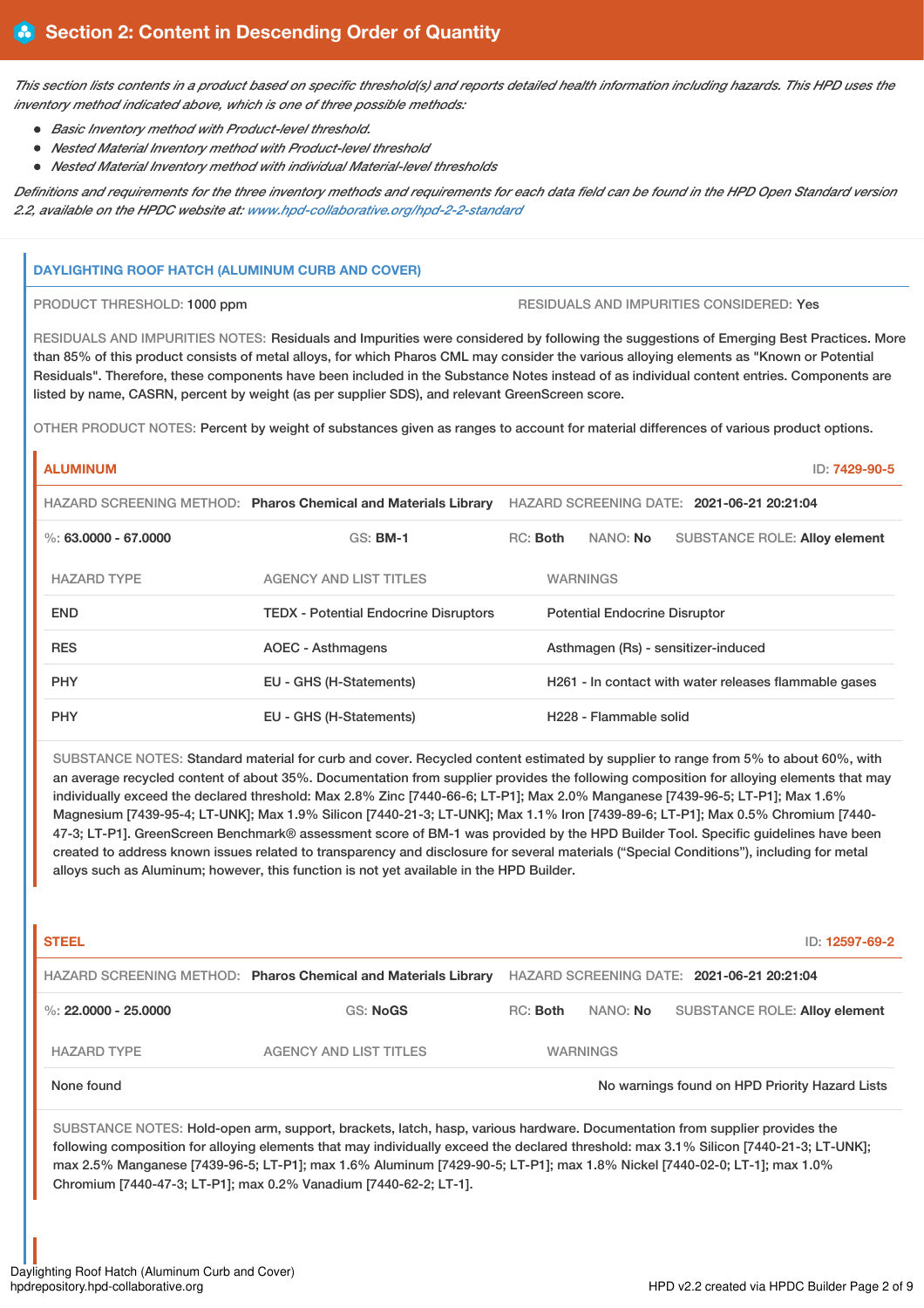## Section 2: Content in Descending Order of Quantity

*This section lists contents in a product based on specific threshold(s) and reports detailed health information including hazards. This HPD uses the inventory method indicated above, which is one of three possible methods:*

- *Basic Inventory method with Product-level threshold.*
- *Nested Material Inventory method with Product-level threshold*
- *Nested Material Inventory method with individual Material-level thresholds*

*Definitions and requirements for the three inventory methods and requirements for each data field can be found in the HPD Open Standard version 2.2, available on the HPDC website at: www.hpd-collaborative.org/hpd-2-2-standard*

### DAYLIGHTING ROOF HATCH (ALUMINUM CURB AND COVER)

PRODUCT THRESHOLD: 1000 ppm

RESIDUALS AND IMPURITIES CONSIDERED: Yes

RESIDUALS AND IMPURITIES NOTES: Residuals and Impurities were considered by following the suggestions of Emerging Best Practices. More than 85% of this product consists of metal alloys, for which Pharos CML may consider the various alloying elements as "Known or Potential Residuals". Therefore, these components have been included in the Substance Notes instead of as individual content entries. Components are listed by name, CASRN, percent by weight (as per supplier SDS), and relevant GreenScreen score.

OTHER PRODUCT NOTES: Percent by weight of substances given as ranges to account for material differences of various product options.

#### ALUMINUM

ID: 7429-90-5

HAZARD SCREENING METHOD: Pharos Chemical and Materials Library HAZARD SCREENING DATE: 2021-06-21 20:21:04

%: 63.0000 - 67.0000 GS: BM-1 RC: Both NANO: No SUBSTANCE ROLE: Alloy element

| HAZARD TYPE | AGENCY AND LIST TITLES | WARNINGS |
|---|---|---|
| END | TEDX - Potential Endocrine Disruptors | Potential Endocrine Disruptor |
| RES | AOEC - Asthmagens | Asthmagen (Rs) - sensitizer-induced |
| PHY | EU - GHS (H-Statements) | H261 - In contact with water releases flammable gases |
| PHY | EU - GHS (H-Statements) | H228 - Flammable solid |

SUBSTANCE NOTES: Standard material for curb and cover. Recycled content estimated by supplier to range from 5% to about 60%, with an average recycled content of about 35%. Documentation from supplier provides the following composition for alloying elements that may individually exceed the declared threshold: Max 2.8% Zinc [7440-66-6; LT-P1]; Max 2.0% Manganese [7439-96-5; LT-P1]; Max 1.6% Magnesium [7439-95-4; LT-UNK]; Max 1.9% Silicon [7440-21-3; LT-UNK]; Max 1.1% Iron [7439-89-6; LT-P1]; Max 0.5% Chromium [7440-47-3; LT-P1]. GreenScreen Benchmark® assessment score of BM-1 was provided by the HPD Builder Tool. Specific guidelines have been created to address known issues related to transparency and disclosure for several materials ("Special Conditions"), including for metal alloys such as Aluminum; however, this function is not yet available in the HPD Builder.

#### STEEL

ID: 12597-69-2

HAZARD SCREENING METHOD: Pharos Chemical and Materials Library HAZARD SCREENING DATE: 2021-06-21 20:21:04

%: 22.0000 - 25.0000 GS: NoGS RC: Both NANO: No SUBSTANCE ROLE: Alloy element

| HAZARD TYPE | AGENCY AND LIST TITLES | WARNINGS |
|---|---|---|
| None found | | No warnings found on HPD Priority Hazard Lists |

SUBSTANCE NOTES: Hold-open arm, support, brackets, latch, hasp, various hardware. Documentation from supplier provides the following composition for alloying elements that may individually exceed the declared threshold: max 3.1% Silicon [7440-21-3; LT-UNK]; max 2.5% Manganese [7439-96-5; LT-P1]; max 1.6% Aluminum [7429-90-5; LT-P1]; max 1.8% Nickel [7440-02-0; LT-1]; max 1.0% Chromium [7440-47-3; LT-P1]; max 0.2% Vanadium [7440-62-2; LT-1].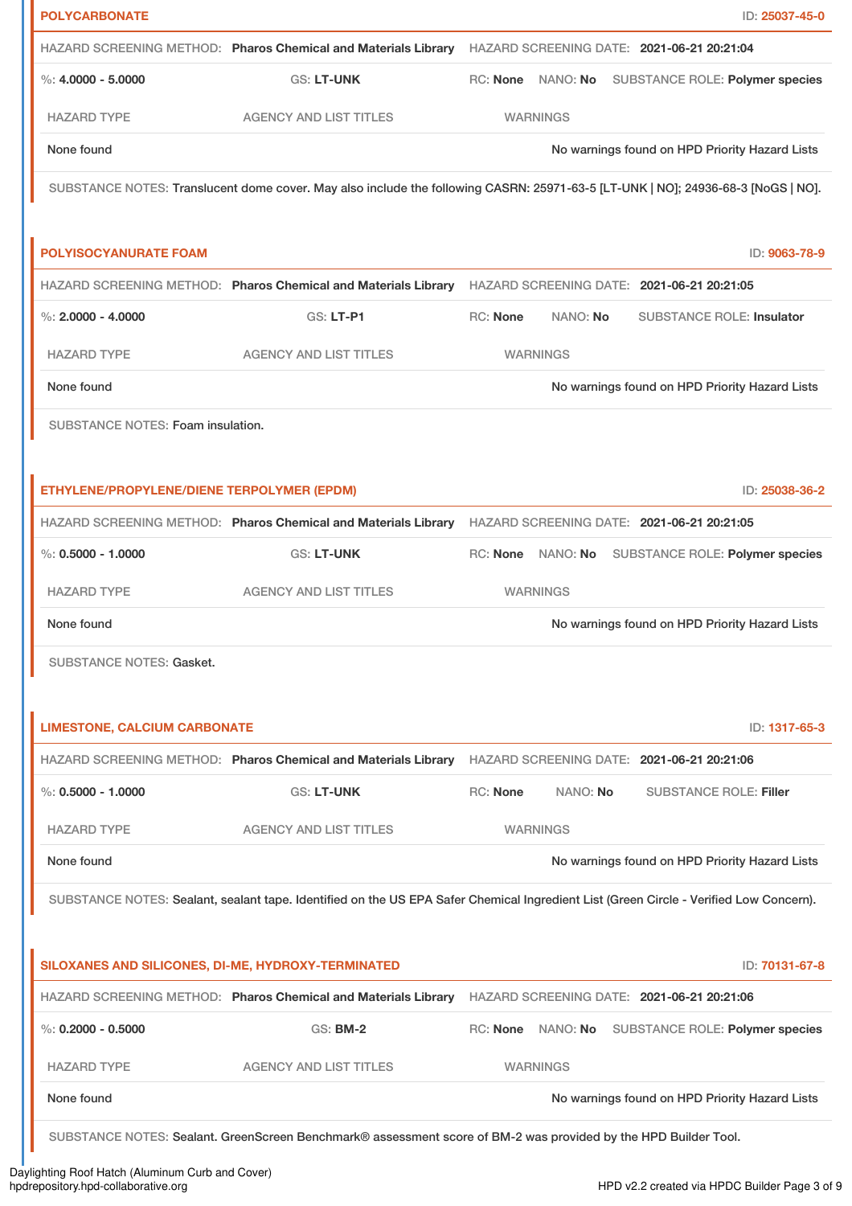**POLYCARBONATE** ID: 25037-45-0

HAZARD SCREENING METHOD: **Pharos Chemical and Materials Library** HAZARD SCREENING DATE: **2021-06-21 20:21:04**

%: **4.0000 - 5.0000** GS: **LT-UNK** RC: **None** NANO: **No** SUBSTANCE ROLE: **Polymer species**

| HAZARD TYPE | AGENCY AND LIST TITLES | WARNINGS |
| --- | --- | --- |
| None found | | No warnings found on HPD Priority Hazard Lists |

SUBSTANCE NOTES: Translucent dome cover. May also include the following CASRN: 25971-63-5 [LT-UNK | NO]; 24936-68-3 [NoGS | NO].

**POLYISOCYANURATE FOAM** ID: 9063-78-9

HAZARD SCREENING METHOD: **Pharos Chemical and Materials Library** HAZARD SCREENING DATE: **2021-06-21 20:21:05**

%: **2.0000 - 4.0000** GS: **LT-P1** RC: **None** NANO: **No** SUBSTANCE ROLE: **Insulator**

| HAZARD TYPE | AGENCY AND LIST TITLES | WARNINGS |
| --- | --- | --- |
| None found | | No warnings found on HPD Priority Hazard Lists |

SUBSTANCE NOTES: Foam insulation.

**ETHYLENE/PROPYLENE/DIENE TERPOLYMER (EPDM)** ID: 25038-36-2

HAZARD SCREENING METHOD: **Pharos Chemical and Materials Library** HAZARD SCREENING DATE: **2021-06-21 20:21:05**

%: **0.5000 - 1.0000** GS: **LT-UNK** RC: **None** NANO: **No** SUBSTANCE ROLE: **Polymer species**

| HAZARD TYPE | AGENCY AND LIST TITLES | WARNINGS |
| --- | --- | --- |
| None found | | No warnings found on HPD Priority Hazard Lists |

SUBSTANCE NOTES: Gasket.

**LIMESTONE, CALCIUM CARBONATE** ID: 1317-65-3

HAZARD SCREENING METHOD: **Pharos Chemical and Materials Library** HAZARD SCREENING DATE: **2021-06-21 20:21:06**

%: **0.5000 - 1.0000** GS: **LT-UNK** RC: **None** NANO: **No** SUBSTANCE ROLE: **Filler**

| HAZARD TYPE | AGENCY AND LIST TITLES | WARNINGS |
| --- | --- | --- |
| None found | | No warnings found on HPD Priority Hazard Lists |

SUBSTANCE NOTES: Sealant, sealant tape. Identified on the US EPA Safer Chemical Ingredient List (Green Circle - Verified Low Concern).

**SILOXANES AND SILICONES, DI-ME, HYDROXY-TERMINATED** ID: 70131-67-8

HAZARD SCREENING METHOD: **Pharos Chemical and Materials Library** HAZARD SCREENING DATE: **2021-06-21 20:21:06**

%: **0.2000 - 0.5000** GS: **BM-2** RC: **None** NANO: **No** SUBSTANCE ROLE: **Polymer species**

| HAZARD TYPE | AGENCY AND LIST TITLES | WARNINGS |
| --- | --- | --- |
| None found | | No warnings found on HPD Priority Hazard Lists |

SUBSTANCE NOTES: Sealant. GreenScreen Benchmark® assessment score of BM-2 was provided by the HPD Builder Tool.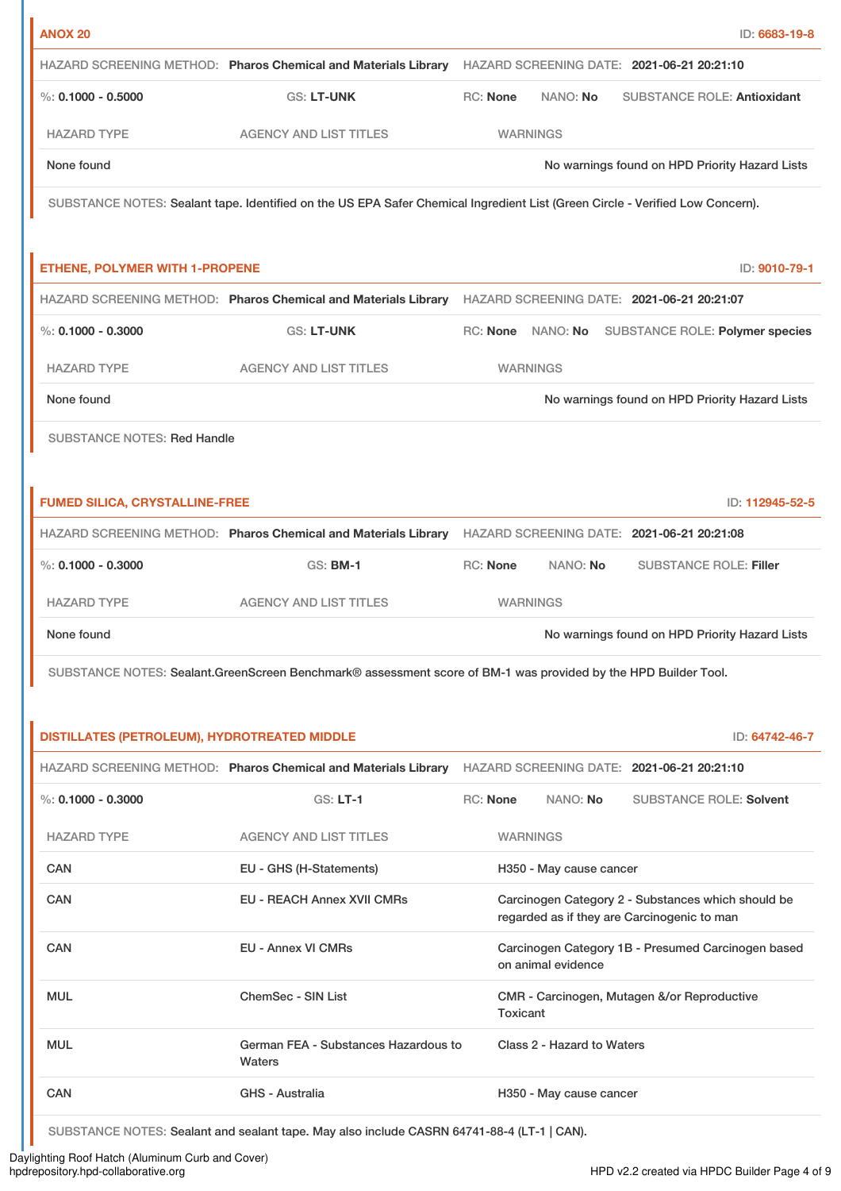**ANOX 20** ID: **6683-19-8**

HAZARD SCREENING METHOD: **Pharos Chemical and Materials Library** HAZARD SCREENING DATE: **2021-06-21 20:21:10**

%: **0.1000 - 0.5000** GS: **LT-UNK** RC: **None** NANO: **No** SUBSTANCE ROLE: **Antioxidant**

| HAZARD TYPE | AGENCY AND LIST TITLES | WARNINGS |
| --- | --- | --- |
| None found | | No warnings found on HPD Priority Hazard Lists |

SUBSTANCE NOTES: Sealant tape. Identified on the US EPA Safer Chemical Ingredient List (Green Circle - Verified Low Concern).

**ETHENE, POLYMER WITH 1-PROPENE** ID: **9010-79-1**

HAZARD SCREENING METHOD: **Pharos Chemical and Materials Library** HAZARD SCREENING DATE: **2021-06-21 20:21:07**

%: **0.1000 - 0.3000** GS: **LT-UNK** RC: **None** NANO: **No** SUBSTANCE ROLE: **Polymer species**

| HAZARD TYPE | AGENCY AND LIST TITLES | WARNINGS |
| --- | --- | --- |
| None found | | No warnings found on HPD Priority Hazard Lists |

SUBSTANCE NOTES: Red Handle

**FUMED SILICA, CRYSTALLINE-FREE** ID: **112945-52-5**

HAZARD SCREENING METHOD: **Pharos Chemical and Materials Library** HAZARD SCREENING DATE: **2021-06-21 20:21:08**

%: **0.1000 - 0.3000** GS: **BM-1** RC: **None** NANO: **No** SUBSTANCE ROLE: **Filler**

| HAZARD TYPE | AGENCY AND LIST TITLES | WARNINGS |
| --- | --- | --- |
| None found | | No warnings found on HPD Priority Hazard Lists |

SUBSTANCE NOTES: Sealant.GreenScreen Benchmark® assessment score of BM-1 was provided by the HPD Builder Tool.

**DISTILLATES (PETROLEUM), HYDROTREATED MIDDLE** ID: **64742-46-7**

HAZARD SCREENING METHOD: **Pharos Chemical and Materials Library** HAZARD SCREENING DATE: **2021-06-21 20:21:10**

%: **0.1000 - 0.3000** GS: **LT-1** RC: **None** NANO: **No** SUBSTANCE ROLE: **Solvent**

| HAZARD TYPE | AGENCY AND LIST TITLES | WARNINGS |
| --- | --- | --- |
| CAN | EU - GHS (H-Statements) | H350 - May cause cancer |
| CAN | EU - REACH Annex XVII CMRs | Carcinogen Category 2 - Substances which should be regarded as if they are Carcinogenic to man |
| CAN | EU - Annex VI CMRs | Carcinogen Category 1B - Presumed Carcinogen based on animal evidence |
| MUL | ChemSec - SIN List | CMR - Carcinogen, Mutagen &/or Reproductive Toxicant |
| MUL | German FEA - Substances Hazardous to Waters | Class 2 - Hazard to Waters |
| CAN | GHS - Australia | H350 - May cause cancer |

SUBSTANCE NOTES: Sealant and sealant tape. May also include CASRN 64741-88-4 (LT-1 | CAN).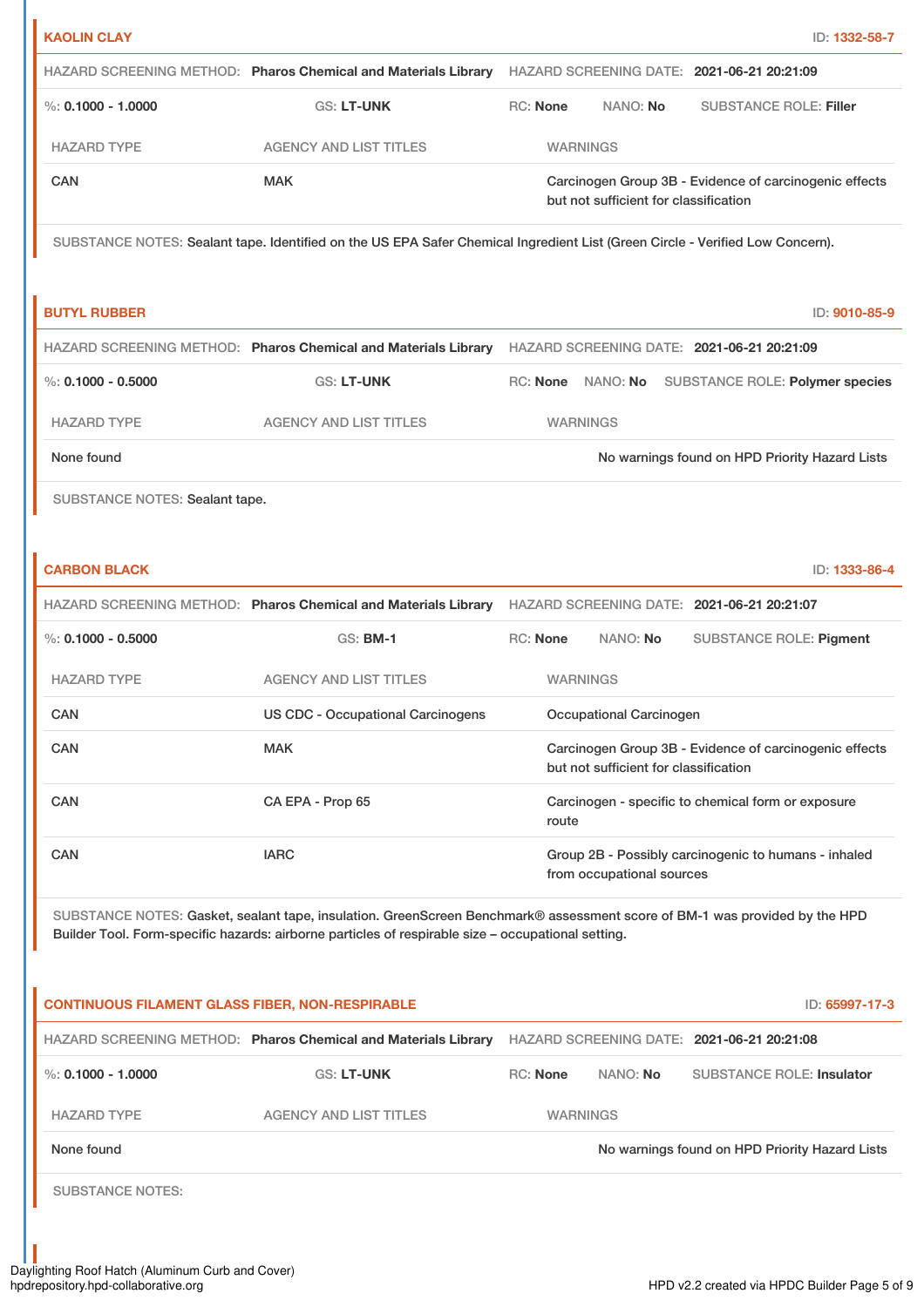## KAOLIN CLAY

ID: 1332-58-7

HAZARD SCREENING METHOD: **Pharos Chemical and Materials Library** HAZARD SCREENING DATE: **2021-06-21 20:21:09**

%: **0.1000 - 1.0000** GS: **LT-UNK** RC: **None** NANO: **No** SUBSTANCE ROLE: **Filler**

| HAZARD TYPE | AGENCY AND LIST TITLES | WARNINGS |
|---|---|---|
| CAN | MAK | Carcinogen Group 3B - Evidence of carcinogenic effects but not sufficient for classification |

SUBSTANCE NOTES: Sealant tape. Identified on the US EPA Safer Chemical Ingredient List (Green Circle - Verified Low Concern).

## BUTYL RUBBER

ID: 9010-85-9

HAZARD SCREENING METHOD: **Pharos Chemical and Materials Library** HAZARD SCREENING DATE: **2021-06-21 20:21:09**

%: **0.1000 - 0.5000** GS: **LT-UNK** RC: **None** NANO: **No** SUBSTANCE ROLE: **Polymer species**

| HAZARD TYPE | AGENCY AND LIST TITLES | WARNINGS |
|---|---|---|
| None found | | No warnings found on HPD Priority Hazard Lists |

SUBSTANCE NOTES: Sealant tape.

## CARBON BLACK

ID: 1333-86-4

HAZARD SCREENING METHOD: **Pharos Chemical and Materials Library** HAZARD SCREENING DATE: **2021-06-21 20:21:07**

%: **0.1000 - 0.5000** GS: **BM-1** RC: **None** NANO: **No** SUBSTANCE ROLE: **Pigment**

| HAZARD TYPE | AGENCY AND LIST TITLES | WARNINGS |
|---|---|---|
| CAN | US CDC - Occupational Carcinogens | Occupational Carcinogen |
| CAN | MAK | Carcinogen Group 3B - Evidence of carcinogenic effects but not sufficient for classification |
| CAN | CA EPA - Prop 65 | Carcinogen - specific to chemical form or exposure route |
| CAN | IARC | Group 2B - Possibly carcinogenic to humans - inhaled from occupational sources |

SUBSTANCE NOTES: Gasket, sealant tape, insulation. GreenScreen Benchmark® assessment score of BM-1 was provided by the HPD Builder Tool. Form-specific hazards: airborne particles of respirable size – occupational setting.

## CONTINUOUS FILAMENT GLASS FIBER, NON-RESPIRABLE

ID: 65997-17-3

HAZARD SCREENING METHOD: **Pharos Chemical and Materials Library** HAZARD SCREENING DATE: **2021-06-21 20:21:08**

%: **0.1000 - 1.0000** GS: **LT-UNK** RC: **None** NANO: **No** SUBSTANCE ROLE: **Insulator**

| HAZARD TYPE | AGENCY AND LIST TITLES | WARNINGS |
|---|---|---|
| None found | | No warnings found on HPD Priority Hazard Lists |

SUBSTANCE NOTES: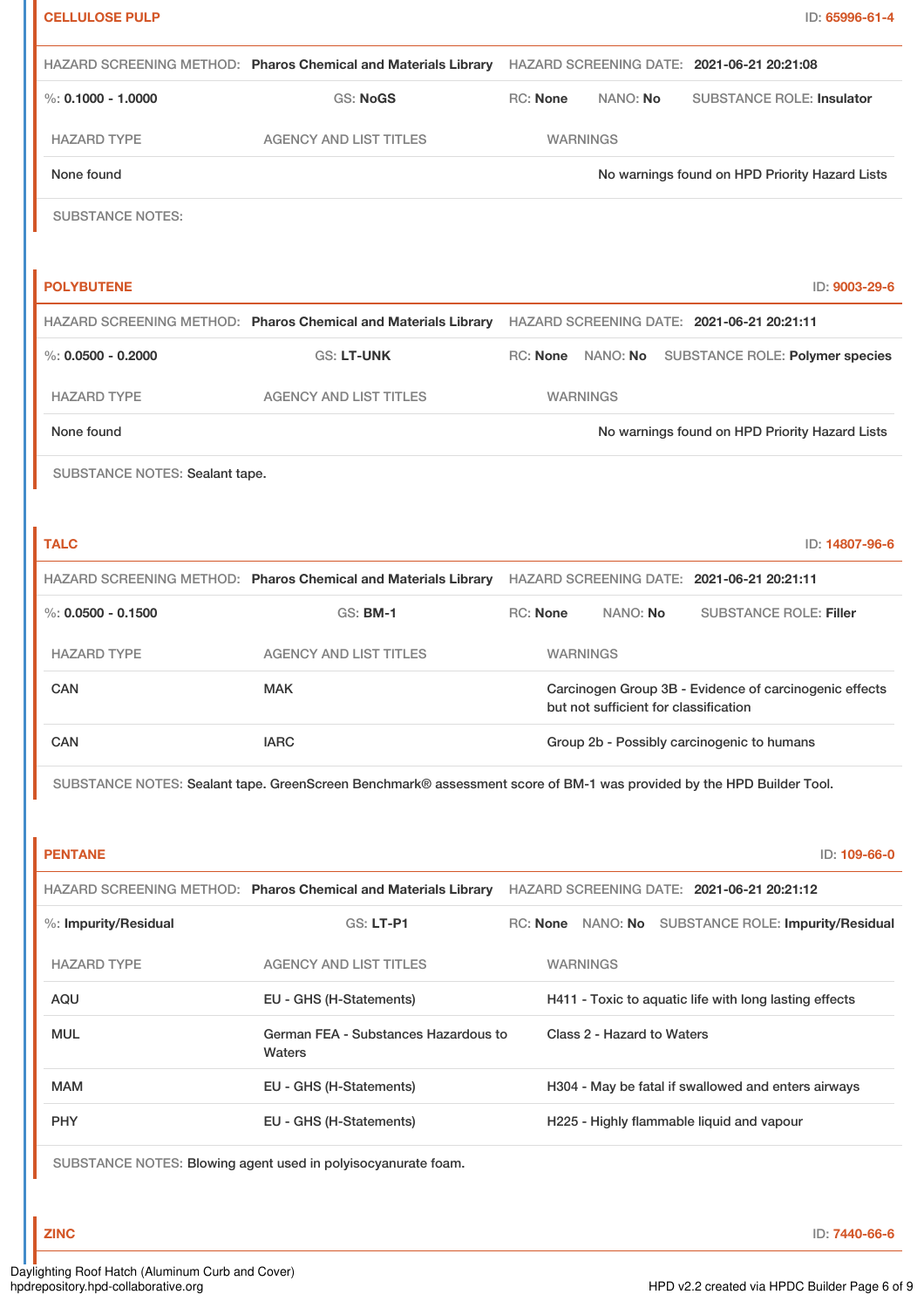**CELLULOSE PULP** ID: 65996-61-4

HAZARD SCREENING METHOD: **Pharos Chemical and Materials Library** HAZARD SCREENING DATE: **2021-06-21 20:21:08**

%: **0.1000 - 1.0000** GS: **NoGS** RC: **None** NANO: **No** SUBSTANCE ROLE: **Insulator**

| HAZARD TYPE | AGENCY AND LIST TITLES | WARNINGS |
|---|---|---|
| None found | | No warnings found on HPD Priority Hazard Lists |

SUBSTANCE NOTES:

**POLYBUTENE** ID: 9003-29-6

HAZARD SCREENING METHOD: **Pharos Chemical and Materials Library** HAZARD SCREENING DATE: **2021-06-21 20:21:11**

%: **0.0500 - 0.2000** GS: **LT-UNK** RC: **None** NANO: **No** SUBSTANCE ROLE: **Polymer species**

| HAZARD TYPE | AGENCY AND LIST TITLES | WARNINGS |
|---|---|---|
| None found | | No warnings found on HPD Priority Hazard Lists |

SUBSTANCE NOTES: Sealant tape.

**TALC** ID: 14807-96-6

HAZARD SCREENING METHOD: **Pharos Chemical and Materials Library** HAZARD SCREENING DATE: **2021-06-21 20:21:11**

%: **0.0500 - 0.1500** GS: **BM-1** RC: **None** NANO: **No** SUBSTANCE ROLE: **Filler**

| HAZARD TYPE | AGENCY AND LIST TITLES | WARNINGS |
|---|---|---|
| CAN | MAK | Carcinogen Group 3B - Evidence of carcinogenic effects but not sufficient for classification |
| CAN | IARC | Group 2b - Possibly carcinogenic to humans |

SUBSTANCE NOTES: Sealant tape. GreenScreen Benchmark® assessment score of BM-1 was provided by the HPD Builder Tool.

**PENTANE** ID: 109-66-0

HAZARD SCREENING METHOD: **Pharos Chemical and Materials Library** HAZARD SCREENING DATE: **2021-06-21 20:21:12**

%: **Impurity/Residual** GS: **LT-P1** RC: **None** NANO: **No** SUBSTANCE ROLE: **Impurity/Residual**

| HAZARD TYPE | AGENCY AND LIST TITLES | WARNINGS |
|---|---|---|
| AQU | EU - GHS (H-Statements) | H411 - Toxic to aquatic life with long lasting effects |
| MUL | German FEA - Substances Hazardous to Waters | Class 2 - Hazard to Waters |
| MAM | EU - GHS (H-Statements) | H304 - May be fatal if swallowed and enters airways |
| PHY | EU - GHS (H-Statements) | H225 - Highly flammable liquid and vapour |

SUBSTANCE NOTES: Blowing agent used in polyisocyanurate foam.

**ZINC** ID: 7440-66-6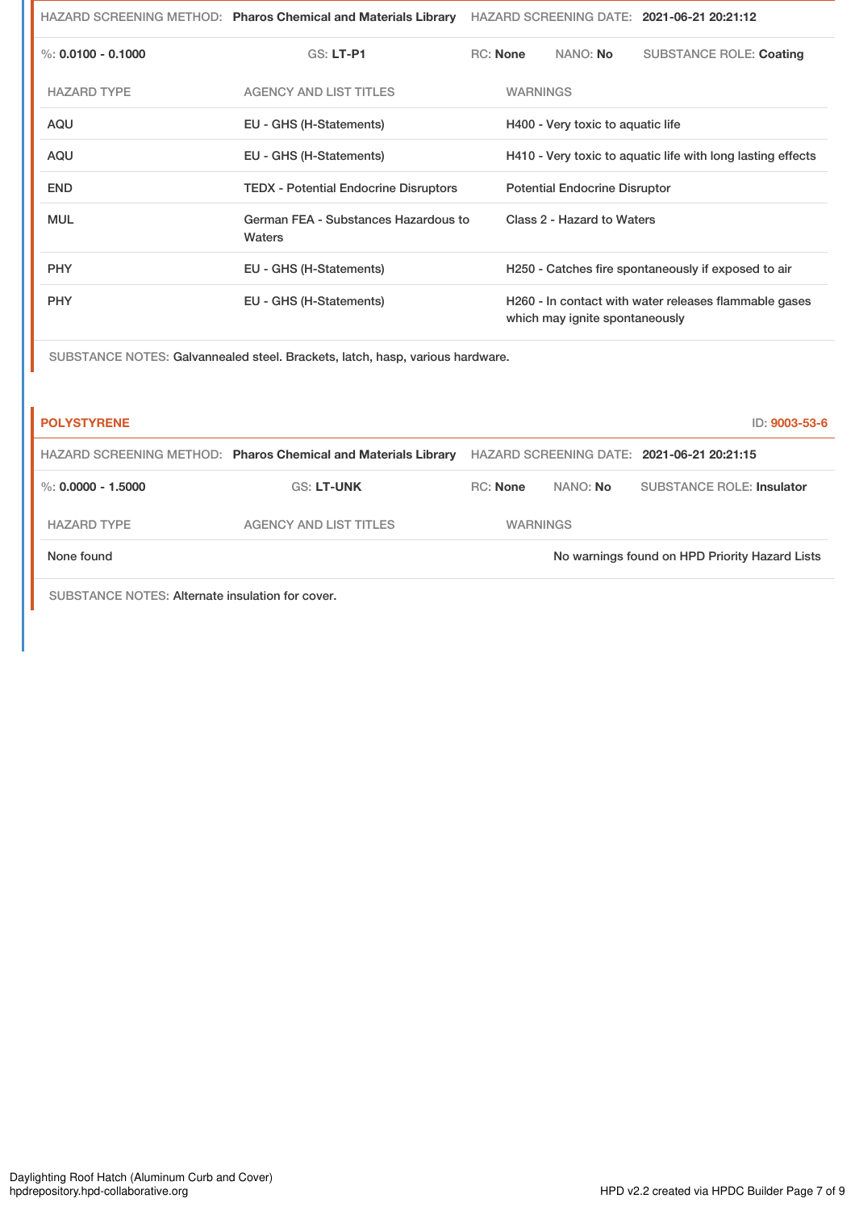HAZARD SCREENING METHOD: **Pharos Chemical and Materials Library** HAZARD SCREENING DATE: **2021-06-21 20:21:12**

%: **0.0100 - 0.1000** GS: **LT-P1** RC: **None** NANO: **No** SUBSTANCE ROLE: **Coating**

| HAZARD TYPE | AGENCY AND LIST TITLES | WARNINGS |
|---|---|---|
| AQU | EU - GHS (H-Statements) | H400 - Very toxic to aquatic life |
| AQU | EU - GHS (H-Statements) | H410 - Very toxic to aquatic life with long lasting effects |
| END | TEDX - Potential Endocrine Disruptors | Potential Endocrine Disruptor |
| MUL | German FEA - Substances Hazardous to Waters | Class 2 - Hazard to Waters |
| PHY | EU - GHS (H-Statements) | H250 - Catches fire spontaneously if exposed to air |
| PHY | EU - GHS (H-Statements) | H260 - In contact with water releases flammable gases which may ignite spontaneously |

SUBSTANCE NOTES: Galvannealed steel. Brackets, latch, hasp, various hardware.

## POLYSTYRENE

ID: 9003-53-6

HAZARD SCREENING METHOD: **Pharos Chemical and Materials Library** HAZARD SCREENING DATE: **2021-06-21 20:21:15**

%: **0.0000 - 1.5000** GS: **LT-UNK** RC: **None** NANO: **No** SUBSTANCE ROLE: **Insulator**

| HAZARD TYPE | AGENCY AND LIST TITLES | WARNINGS |
|---|---|---|
| None found | | No warnings found on HPD Priority Hazard Lists |

SUBSTANCE NOTES: Alternate insulation for cover.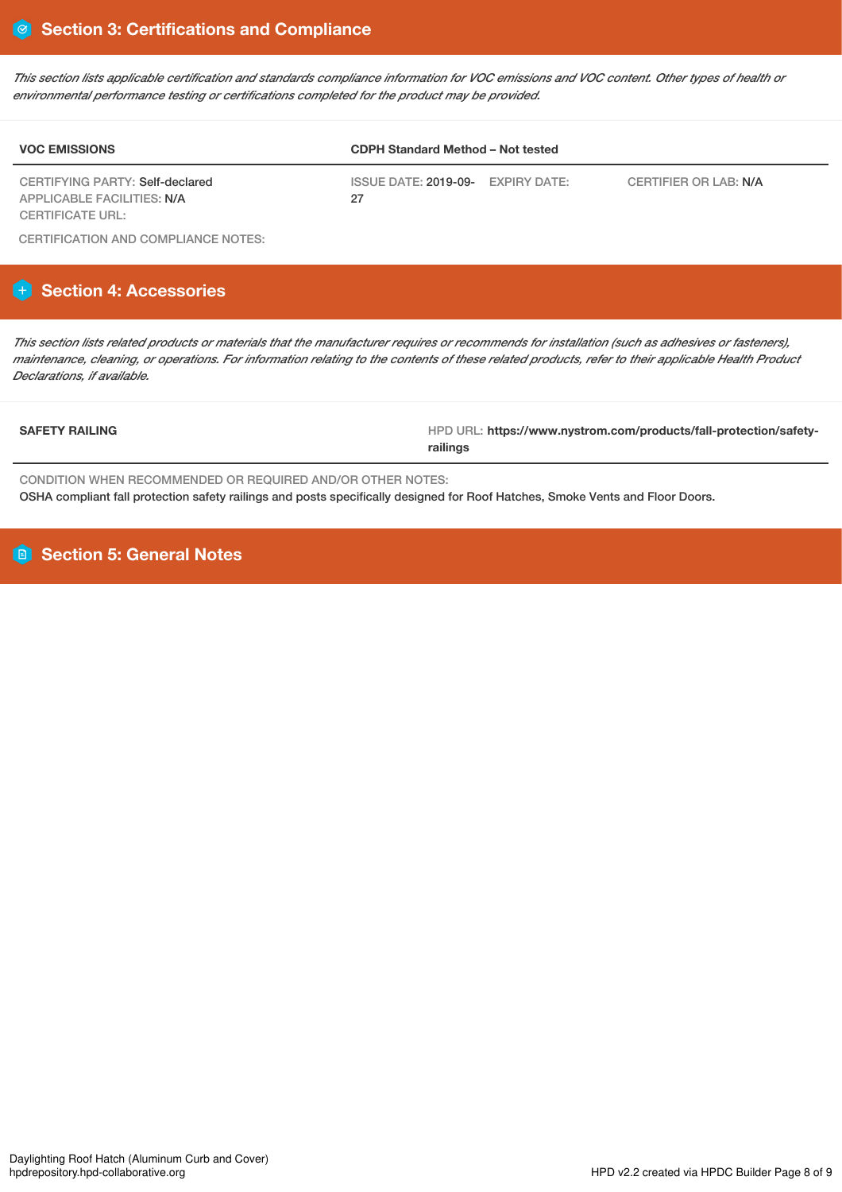## Section 3: Certifications and Compliance

*This section lists applicable certification and standards compliance information for VOC emissions and VOC content. Other types of health or environmental performance testing or certifications completed for the product may be provided.*

| VOC EMISSIONS | CDPH Standard Method – Not tested | | |
|---|---|---|---|
| CERTIFYING PARTY: Self-declared<br>APPLICABLE FACILITIES: N/A<br>CERTIFICATE URL: | ISSUE DATE: 2019-09-27 | EXPIRY DATE: | CERTIFIER OR LAB: N/A |

CERTIFICATION AND COMPLIANCE NOTES:

## Section 4: Accessories

*This section lists related products or materials that the manufacturer requires or recommends for installation (such as adhesives or fasteners), maintenance, cleaning, or operations. For information relating to the contents of these related products, refer to their applicable Health Product Declarations, if available.*

| SAFETY RAILING | HPD URL: **https://www.nystrom.com/products/fall-protection/safety-railings** |
|---|---|

CONDITION WHEN RECOMMENDED OR REQUIRED AND/OR OTHER NOTES:
OSHA compliant fall protection safety railings and posts specifically designed for Roof Hatches, Smoke Vents and Floor Doors.

## Section 5: General Notes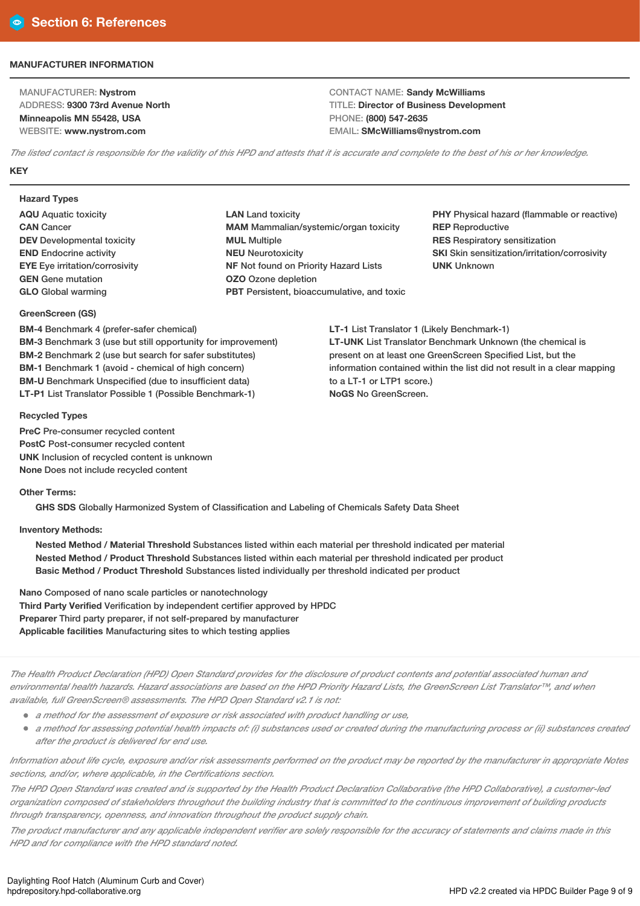## Section 6: References

### MANUFACTURER INFORMATION

MANUFACTURER: **Nystrom**
ADDRESS: **9300 73rd Avenue North**
**Minneapolis MN 55428, USA**
WEBSITE: **www.nystrom.com**

CONTACT NAME: **Sandy McWilliams**
TITLE: **Director of Business Development**
PHONE: **(800) 547-2635**
EMAIL: **SMcWilliams@nystrom.com**

*The listed contact is responsible for the validity of this HPD and attests that it is accurate and complete to the best of his or her knowledge.*

### KEY

**Hazard Types**

**AQU** Aquatic toxicity
**CAN** Cancer
**DEV** Developmental toxicity
**END** Endocrine activity
**EYE** Eye irritation/corrosivity
**GEN** Gene mutation
**GLO** Global warming
**LAN** Land toxicity
**MAM** Mammalian/systemic/organ toxicity
**MUL** Multiple
**NEU** Neurotoxicity
**NF** Not found on Priority Hazard Lists
**OZO** Ozone depletion
**PBT** Persistent, bioaccumulative, and toxic
**PHY** Physical hazard (flammable or reactive)
**REP** Reproductive
**RES** Respiratory sensitization
**SKI** Skin sensitization/irritation/corrosivity
**UNK** Unknown

**GreenScreen (GS)**

**BM-4** Benchmark 4 (prefer-safer chemical)
**BM-3** Benchmark 3 (use but still opportunity for improvement)
**BM-2** Benchmark 2 (use but search for safer substitutes)
**BM-1** Benchmark 1 (avoid - chemical of high concern)
**BM-U** Benchmark Unspecified (due to insufficient data)
**LT-P1** List Translator Possible 1 (Possible Benchmark-1)
**LT-1** List Translator 1 (Likely Benchmark-1)
**LT-UNK** List Translator Benchmark Unknown (the chemical is present on at least one GreenScreen Specified List, but the information contained within the list did not result in a clear mapping to a LT-1 or LTP1 score.)
**NoGS** No GreenScreen.

**Recycled Types**

**PreC** Pre-consumer recycled content
**PostC** Post-consumer recycled content
**UNK** Inclusion of recycled content is unknown
**None** Does not include recycled content

**Other Terms:**

**GHS SDS** Globally Harmonized System of Classification and Labeling of Chemicals Safety Data Sheet

**Inventory Methods:**

**Nested Method / Material Threshold** Substances listed within each material per threshold indicated per material
**Nested Method / Product Threshold** Substances listed within each material per threshold indicated per product
**Basic Method / Product Threshold** Substances listed individually per threshold indicated per product

**Nano** Composed of nano scale particles or nanotechnology
**Third Party Verified** Verification by independent certifier approved by HPDC
**Preparer** Third party preparer, if not self-prepared by manufacturer
**Applicable facilities** Manufacturing sites to which testing applies

*The Health Product Declaration (HPD) Open Standard provides for the disclosure of product contents and potential associated human and environmental health hazards. Hazard associations are based on the HPD Priority Hazard Lists, the GreenScreen List Translator™, and when available, full GreenScreen® assessments. The HPD Open Standard v2.1 is not:*

- *a method for the assessment of exposure or risk associated with product handling or use,*
- *a method for assessing potential health impacts of: (i) substances used or created during the manufacturing process or (ii) substances created after the product is delivered for end use.*

*Information about life cycle, exposure and/or risk assessments performed on the product may be reported by the manufacturer in appropriate Notes sections, and/or, where applicable, in the Certifications section.*

*The HPD Open Standard was created and is supported by the Health Product Declaration Collaborative (the HPD Collaborative), a customer-led organization composed of stakeholders throughout the building industry that is committed to the continuous improvement of building products through transparency, openness, and innovation throughout the product supply chain.*

*The product manufacturer and any applicable independent verifier are solely responsible for the accuracy of statements and claims made in this HPD and for compliance with the HPD standard noted.*